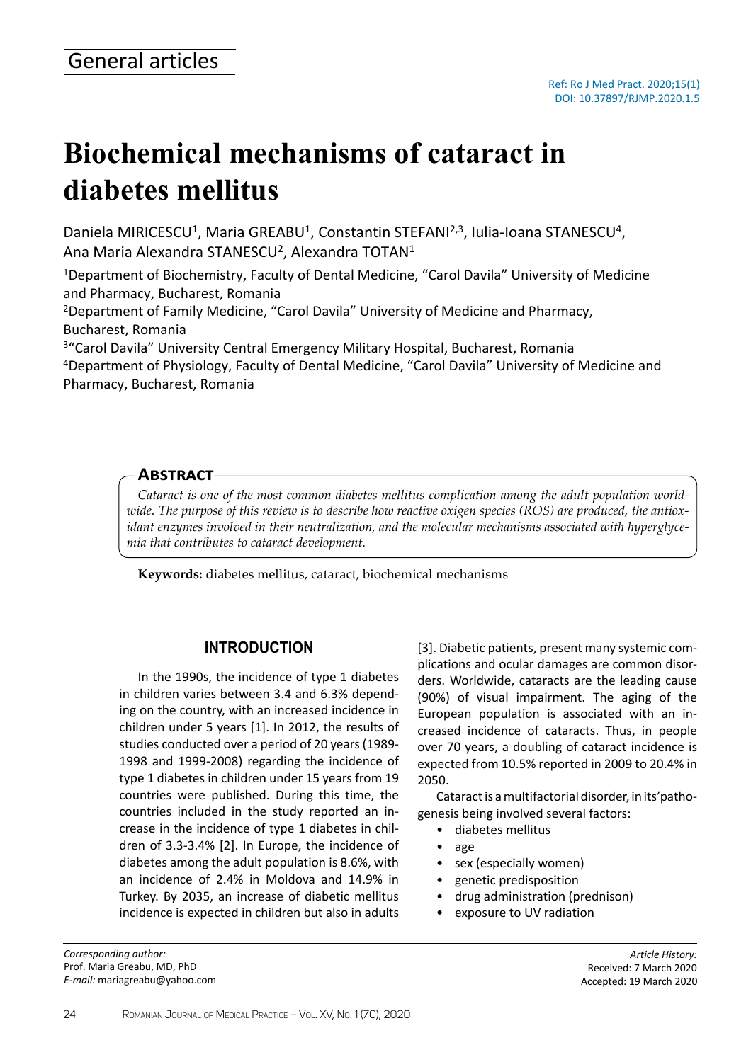General articles

Ref: Ro J Med Pract. 2020;15(1)
DOI: 10.37897/RJMP.2020.1.5

# Biochemical mechanisms of cataract in diabetes mellitus

Daniela MIRICESCU[1], Maria GREABU[1], Constantin STEFANI[2,3], Iulia-Ioana STANESCU[4], Ana Maria Alexandra STANESCU[2], Alexandra TOTAN[1]

[1]Department of Biochemistry, Faculty of Dental Medicine, "Carol Davila" University of Medicine and Pharmacy, Bucharest, Romania
[2]Department of Family Medicine, "Carol Davila" University of Medicine and Pharmacy, Bucharest, Romania
[3]"Carol Davila" University Central Emergency Military Hospital, Bucharest, Romania
[4]Department of Physiology, Faculty of Dental Medicine, "Carol Davila" University of Medicine and Pharmacy, Bucharest, Romania

## Abstract

*Cataract is one of the most common diabetes mellitus complication among the adult population worldwide. The purpose of this review is to describe how reactive oxigen species (ROS) are produced, the antioxidant enzymes involved in their neutralization, and the molecular mechanisms associated with hyperglycemia that contributes to cataract development.*

**Keywords:** diabetes mellitus, cataract, biochemical mechanisms

## INTRODUCTION

In the 1990s, the incidence of type 1 diabetes in children varies between 3.4 and 6.3% depending on the country, with an increased incidence in children under 5 years [1]. In 2012, the results of studies conducted over a period of 20 years (1989-1998 and 1999-2008) regarding the incidence of type 1 diabetes in children under 15 years from 19 countries were published. During this time, the countries included in the study reported an increase in the incidence of type 1 diabetes in children of 3.3-3.4% [2]. In Europe, the incidence of diabetes among the adult population is 8.6%, with an incidence of 2.4% in Moldova and 14.9% in Turkey. By 2035, an increase of diabetic mellitus incidence is expected in children but also in adults [3]. Diabetic patients, present many systemic complications and ocular damages are common disorders. Worldwide, cataracts are the leading cause (90%) of visual impairment. The aging of the European population is associated with an increased incidence of cataracts. Thus, in people over 70 years, a doubling of cataract incidence is expected from 10.5% reported in 2009 to 20.4% in 2050.

Cataract is a multifactorial disorder, in its'pathogenesis being involved several factors:

- diabetes mellitus
- age
- sex (especially women)
- genetic predisposition
- drug administration (prednison)
- exposure to UV radiation

*Corresponding author:*
Prof. Maria Greabu, MD, PhD
*E-mail:* mariagreabu@yahoo.com

*Article History:*
Received: 7 March 2020
Accepted: 19 March 2020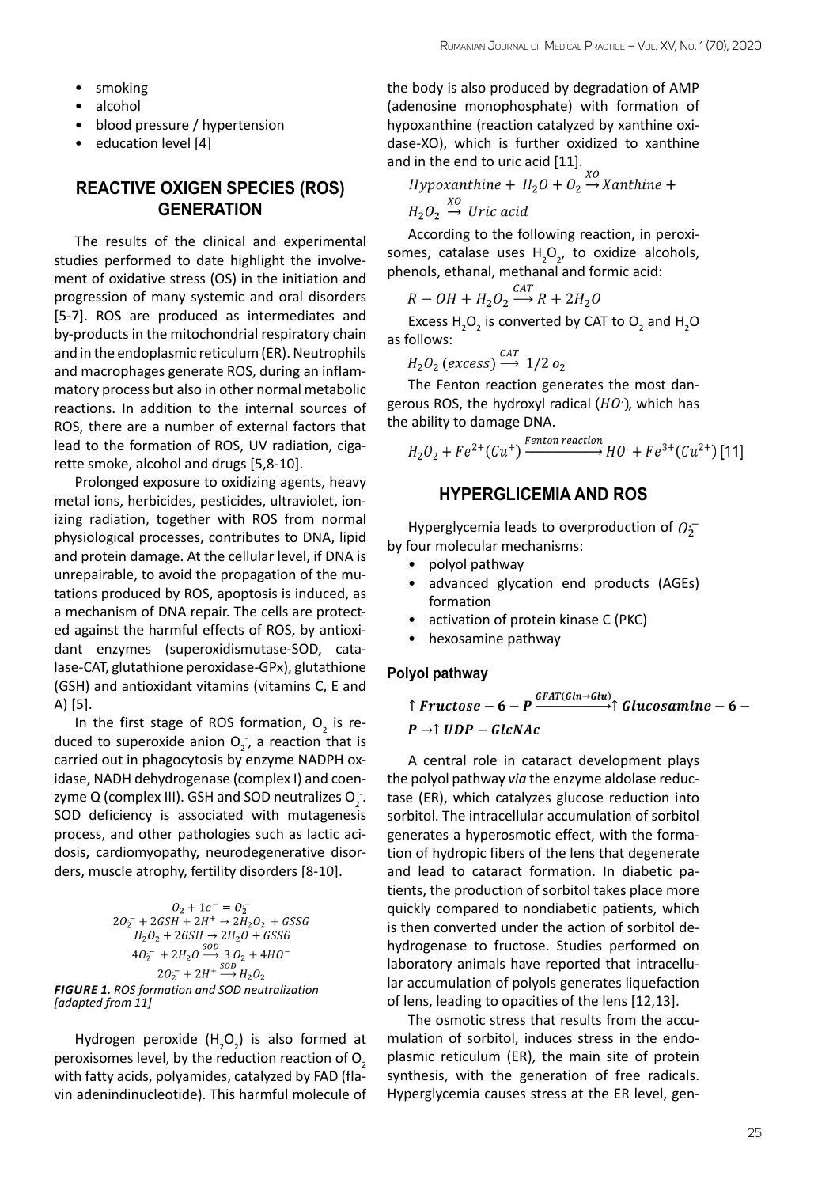- smoking
- alcohol
- blood pressure / hypertension
- education level [4]

## REACTIVE OXIGEN SPECIES (ROS) GENERATION

The results of the clinical and experimental studies performed to date highlight the involvement of oxidative stress (OS) in the initiation and progression of many systemic and oral disorders [5-7]. ROS are produced as intermediates and by-products in the mitochondrial respiratory chain and in the endoplasmic reticulum (ER). Neutrophils and macrophages generate ROS, during an inflammatory process but also in other normal metabolic reactions. In addition to the internal sources of ROS, there are a number of external factors that lead to the formation of ROS, UV radiation, cigarette smoke, alcohol and drugs [5,8-10].

Prolonged exposure to oxidizing agents, heavy metal ions, herbicides, pesticides, ultraviolet, ionizing radiation, together with ROS from normal physiological processes, contributes to DNA, lipid and protein damage. At the cellular level, if DNA is unrepairable, to avoid the propagation of the mutations produced by ROS, apoptosis is induced, as a mechanism of DNA repair. The cells are protected against the harmful effects of ROS, by antioxidant enzymes (superoxidismutase-SOD, catalase-CAT, glutathione peroxidase-GPx), glutathione (GSH) and antioxidant vitamins (vitamins C, E and A) [5].

In the first stage of ROS formation, $O_2$ is reduced to superoxide anion $O_2^-$, a reaction that is carried out in phagocytosis by enzyme NADPH oxidase, NADH dehydrogenase (complex I) and coenzyme Q (complex III). GSH and SOD neutralizes $O_2^-$. SOD deficiency is associated with mutagenesis process, and other pathologies such as lactic acidosis, cardiomyopathy, neurodegenerative disorders, muscle atrophy, fertility disorders [8-10].

$$O_2 + 1e^- = O_2^-$$
$$2O_2^- + 2GSH + 2H^+ \rightarrow 2H_2O_2 + GSSG$$
$$H_2O_2 + 2GSH \rightarrow 2H_2O + GSSG$$
$$4O_2^- + 2H_2O \xrightarrow{SOD} 3\,O_2 + 4HO^-$$
$$2O_2^- + 2H^+ \xrightarrow{SOD} H_2O_2$$

*FIGURE 1. ROS formation and SOD neutralization [adapted from 11]*

Hydrogen peroxide ($H_2O_2$) is also formed at peroxisomes level, by the reduction reaction of $O_2$ with fatty acids, polyamides, catalyzed by FAD (flavin adenindinucleotide). This harmful molecule of the body is also produced by degradation of AMP (adenosine monophosphate) with formation of hypoxanthine (reaction catalyzed by xanthine oxidase-XO), which is further oxidized to xanthine and in the end to uric acid [11].

$$Hypoxanthine + H_2O + O_2 \xrightarrow{XO} Xanthine + H_2O_2 \xrightarrow{XO} Uric\ acid$$

According to the following reaction, in peroxisomes, catalase uses $H_2O_2$, to oxidize alcohols, phenols, ethanal, methanal and formic acid:

$$R - OH + H_2O_2 \xrightarrow{CAT} R + 2H_2O$$

Excess $H_2O_2$ is converted by CAT to $O_2$ and $H_2O$ as follows:

$$H_2O_2\ (excess) \xrightarrow{CAT} 1/2\ o_2$$

The Fenton reaction generates the most dangerous ROS, the hydroxyl radical ($HO^{\cdot}$), which has the ability to damage DNA.

$$H_2O_2 + Fe^{2+}(Cu^+) \xrightarrow{Fenton\ reaction} HO^{\cdot} + Fe^{3+}(Cu^{2+})\ [11]$$

## HYPERGLICEMIA AND ROS

Hyperglycemia leads to overproduction of $O_2^-$ by four molecular mechanisms:

- polyol pathway
- advanced glycation end products (AGEs) formation
- activation of protein kinase C (PKC)
- hexosamine pathway

### Polyol pathway

$$\uparrow \boldsymbol{Fructose - 6 - P} \xrightarrow{GFAT(Gln \rightarrow Glu)} \uparrow \boldsymbol{Glucosamine - 6 - P} \rightarrow \uparrow \boldsymbol{UDP - GlcNAc}$$

A central role in cataract development plays the polyol pathway *via* the enzyme aldolase reductase (ER), which catalyzes glucose reduction into sorbitol. The intracellular accumulation of sorbitol generates a hyperosmotic effect, with the formation of hydropic fibers of the lens that degenerate and lead to cataract formation. In diabetic patients, the production of sorbitol takes place more quickly compared to nondiabetic patients, which is then converted under the action of sorbitol dehydrogenase to fructose. Studies performed on laboratory animals have reported that intracellular accumulation of polyols generates liquefaction of lens, leading to opacities of the lens [12,13].

The osmotic stress that results from the accumulation of sorbitol, induces stress in the endoplasmic reticulum (ER), the main site of protein synthesis, with the generation of free radicals. Hyperglycemia causes stress at the ER level, gen-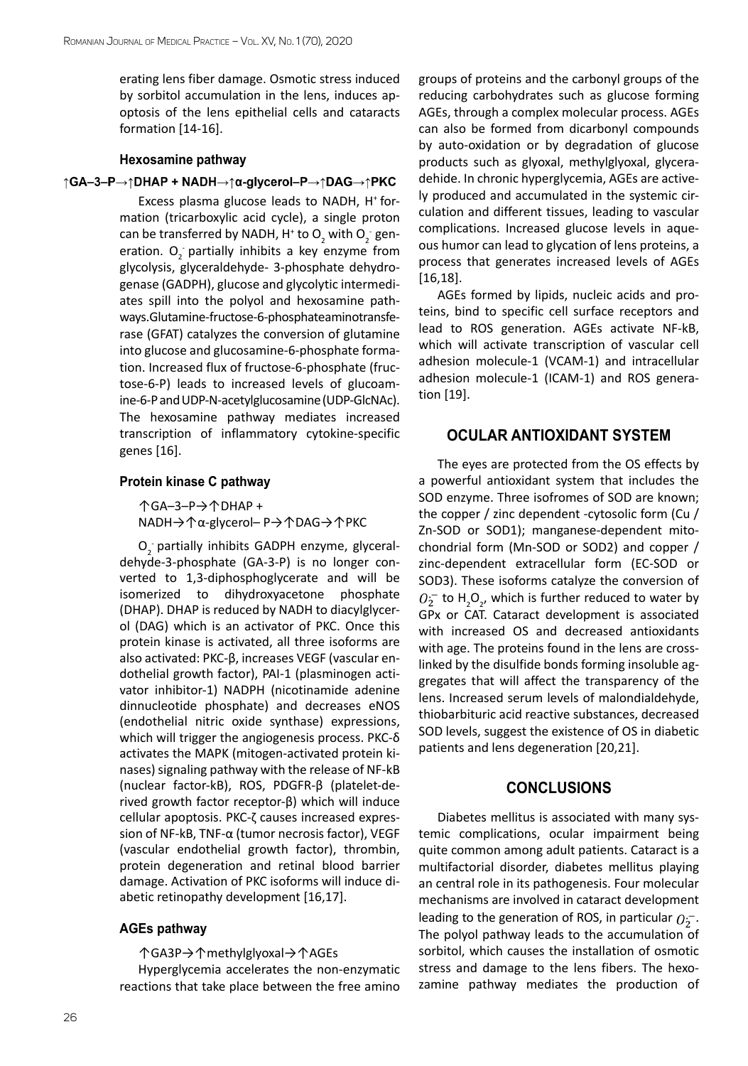erating lens fiber damage. Osmotic stress induced by sorbitol accumulation in the lens, induces apoptosis of the lens epithelial cells and cataracts formation [14-16].

### Hexosamine pathway

**↑GA–3–P→↑DHAP + NADH→↑α-glycerol–P→↑DAG→↑PKC**

Excess plasma glucose leads to NADH, $H^+$ formation (tricarboxylic acid cycle), a single proton can be transferred by NADH, $H^+$ to $O_2$ with $O_2^-$ generation. $O_2^-$ partially inhibits a key enzyme from glycolysis, glyceraldehyde- 3-phosphate dehydrogenase (GADPH), glucose and glycolytic intermediates spill into the polyol and hexosamine pathways.Glutamine-fructose-6-phosphateaminotransferase (GFAT) catalyzes the conversion of glutamine into glucose and glucosamine-6-phosphate formation. Increased flux of fructose-6-phosphate (fructose-6-P) leads to increased levels of glucoamine-6-P and UDP-N-acetylglucosamine (UDP-GlcNAc). The hexosamine pathway mediates increased transcription of inflammatory cytokine-specific genes [16].

### Protein kinase C pathway

↑GA–3–P→↑DHAP + NADH→↑α-glycerol– P→↑DAG→↑PKC

$O_2^-$ partially inhibits GADPH enzyme, glyceraldehyde-3-phosphate (GA-3-P) is no longer converted to 1,3-diphosphoglycerate and will be isomerized to dihydroxyacetone phosphate (DHAP). DHAP is reduced by NADH to diacylglycerol (DAG) which is an activator of PKC. Once this protein kinase is activated, all three isoforms are also activated: PKC-β, increases VEGF (vascular endothelial growth factor), PAI-1 (plasminogen activator inhibitor-1) NADPH (nicotinamide adenine dinnucleotide phosphate) and decreases eNOS (endothelial nitric oxide synthase) expressions, which will trigger the angiogenesis process. PKC-δ activates the MAPK (mitogen-activated protein kinases) signaling pathway with the release of NF-kB (nuclear factor-kB), ROS, PDGFR-β (platelet-derived growth factor receptor-β) which will induce cellular apoptosis. PKC-ζ causes increased expression of NF-kB, TNF-α (tumor necrosis factor), VEGF (vascular endothelial growth factor), thrombin, protein degeneration and retinal blood barrier damage. Activation of PKC isoforms will induce diabetic retinopathy development [16,17].

### AGEs pathway

↑GA3P→↑methylglyoxal→↑AGEs

Hyperglycemia accelerates the non-enzymatic reactions that take place between the free amino groups of proteins and the carbonyl groups of the reducing carbohydrates such as glucose forming AGEs, through a complex molecular process. AGEs can also be formed from dicarbonyl compounds by auto-oxidation or by degradation of glucose products such as glyoxal, methylglyoxal, glyceradehide. In chronic hyperglycemia, AGEs are actively produced and accumulated in the systemic circulation and different tissues, leading to vascular complications. Increased glucose levels in aqueous humor can lead to glycation of lens proteins, a process that generates increased levels of AGEs [16,18].

AGEs formed by lipids, nucleic acids and proteins, bind to specific cell surface receptors and lead to ROS generation. AGEs activate NF-kB, which will activate transcription of vascular cell adhesion molecule-1 (VCAM-1) and intracellular adhesion molecule-1 (ICAM-1) and ROS generation [19].

## OCULAR ANTIOXIDANT SYSTEM

The eyes are protected from the OS effects by a powerful antioxidant system that includes the SOD enzyme. Three isofromes of SOD are known; the copper / zinc dependent -cytosolic form (Cu / Zn-SOD or SOD1); manganese-dependent mitochondrial form (Mn-SOD or SOD2) and copper / zinc-dependent extracellular form (EC-SOD or SOD3). These isoforms catalyze the conversion of $O_2^-$ to $H_2O_2$, which is further reduced to water by GPx or CAT. Cataract development is associated with increased OS and decreased antioxidants with age. The proteins found in the lens are crosslinked by the disulfide bonds forming insoluble aggregates that will affect the transparency of the lens. Increased serum levels of malondialdehyde, thiobarbituric acid reactive substances, decreased SOD levels, suggest the existence of OS in diabetic patients and lens degeneration [20,21].

## CONCLUSIONS

Diabetes mellitus is associated with many systemic complications, ocular impairment being quite common among adult patients. Cataract is a multifactorial disorder, diabetes mellitus playing an central role in its pathogenesis. Four molecular mechanisms are involved in cataract development leading to the generation of ROS, in particular $O_2^-$. The polyol pathway leads to the accumulation of sorbitol, which causes the installation of osmotic stress and damage to the lens fibers. The hexozamine pathway mediates the production of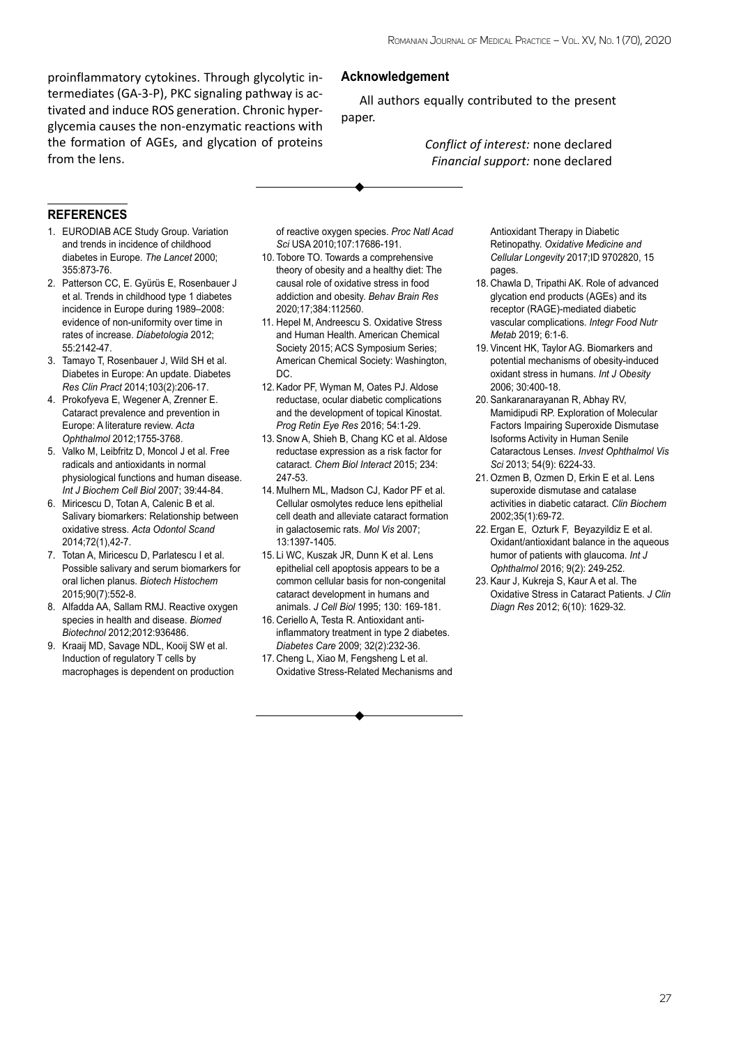proinflammatory cytokines. Through glycolytic intermediates (GA-3-P), PKC signaling pathway is activated and induce ROS generation. Chronic hyperglycemia causes the non-enzymatic reactions with the formation of AGEs, and glycation of proteins from the lens.

## Acknowledgement

All authors equally contributed to the present paper.

*Conflict of interest:* none declared
*Financial support:* none declared

## REFERENCES

1. EURODIAB ACE Study Group. Variation and trends in incidence of childhood diabetes in Europe. *The Lancet* 2000; 355:873-76.
2. Patterson CC, E. Gyürüs E, Rosenbauer J et al. Trends in childhood type 1 diabetes incidence in Europe during 1989–2008: evidence of non-uniformity over time in rates of increase. *Diabetologia* 2012; 55:2142-47.
3. Tamayo T, Rosenbauer J, Wild SH et al. Diabetes in Europe: An update. Diabetes *Res Clin Pract* 2014;103(2):206-17.
4. Prokofyeva E, Wegener A, Zrenner E. Cataract prevalence and prevention in Europe: A literature review. *Acta Ophthalmol* 2012;1755-3768.
5. Valko M, Leibfritz D, Moncol J et al. Free radicals and antioxidants in normal physiological functions and human disease. *Int J Biochem Cell Biol* 2007; 39:44-84.
6. Miricescu D, Totan A, Calenic B et al. Salivary biomarkers: Relationship between oxidative stress. *Acta Odontol Scand* 2014;72(1),42-7.
7. Totan A, Miricescu D, Parlatescu I et al. Possible salivary and serum biomarkers for oral lichen planus. *Biotech Histochem* 2015;90(7):552-8.
8. Alfadda AA, Sallam RMJ. Reactive oxygen species in health and disease. *Biomed Biotechnol* 2012;2012:936486.
9. Kraaij MD, Savage NDL, Kooij SW et al. Induction of regulatory T cells by macrophages is dependent on production of reactive oxygen species. *Proc Natl Acad Sci* USA 2010;107:17686-191.
10. Tobore TO. Towards a comprehensive theory of obesity and a healthy diet: The causal role of oxidative stress in food addiction and obesity. *Behav Brain Res* 2020;17;384:112560.
11. Hepel M, Andreescu S. Oxidative Stress and Human Health. American Chemical Society 2015; ACS Symposium Series; American Chemical Society: Washington, DC.
12. Kador PF, Wyman M, Oates PJ. Aldose reductase, ocular diabetic complications and the development of topical Kinostat. *Prog Retin Eye Res* 2016; 54:1-29.
13. Snow A, Shieh B, Chang KC et al. Aldose reductase expression as a risk factor for cataract. *Chem Biol Interact* 2015; 234: 247-53.
14. Mulhern ML, Madson CJ, Kador PF et al. Cellular osmolytes reduce lens epithelial cell death and alleviate cataract formation in galactosemic rats. *Mol Vis* 2007; 13:1397-1405.
15. Li WC, Kuszak JR, Dunn K et al. Lens epithelial cell apoptosis appears to be a common cellular basis for non-congenital cataract development in humans and animals. *J Cell Biol* 1995; 130: 169-181.
16. Ceriello A, Testa R. Antioxidant anti-inflammatory treatment in type 2 diabetes. *Diabetes Care* 2009; 32(2):232-36.
17. Cheng L, Xiao M, Fengsheng L et al. Oxidative Stress-Related Mechanisms and Antioxidant Therapy in Diabetic Retinopathy. *Oxidative Medicine and Cellular Longevity* 2017;ID 9702820, 15 pages.
18. Chawla D, Tripathi AK. Role of advanced glycation end products (AGEs) and its receptor (RAGE)-mediated diabetic vascular complications. *Integr Food Nutr Metab* 2019; 6:1-6.
19. Vincent HK, Taylor AG. Biomarkers and potential mechanisms of obesity-induced oxidant stress in humans. *Int J Obesity* 2006; 30:400-18.
20. Sankaranarayanan R, Abhay RV, Mamidipudi RP. Exploration of Molecular Factors Impairing Superoxide Dismutase Isoforms Activity in Human Senile Cataractous Lenses. *Invest Ophthalmol Vis Sci* 2013; 54(9): 6224-33.
21. Ozmen B, Ozmen D, Erkin E et al. Lens superoxide dismutase and catalase activities in diabetic cataract. *Clin Biochem* 2002;35(1):69-72.
22. Ergan E, Ozturk F, Beyazyildiz E et al. Oxidant/antioxidant balance in the aqueous humor of patients with glaucoma. *Int J Ophthalmol* 2016; 9(2): 249-252.
23. Kaur J, Kukreja S, Kaur A et al. The Oxidative Stress in Cataract Patients. *J Clin Diagn Res* 2012; 6(10): 1629-32.